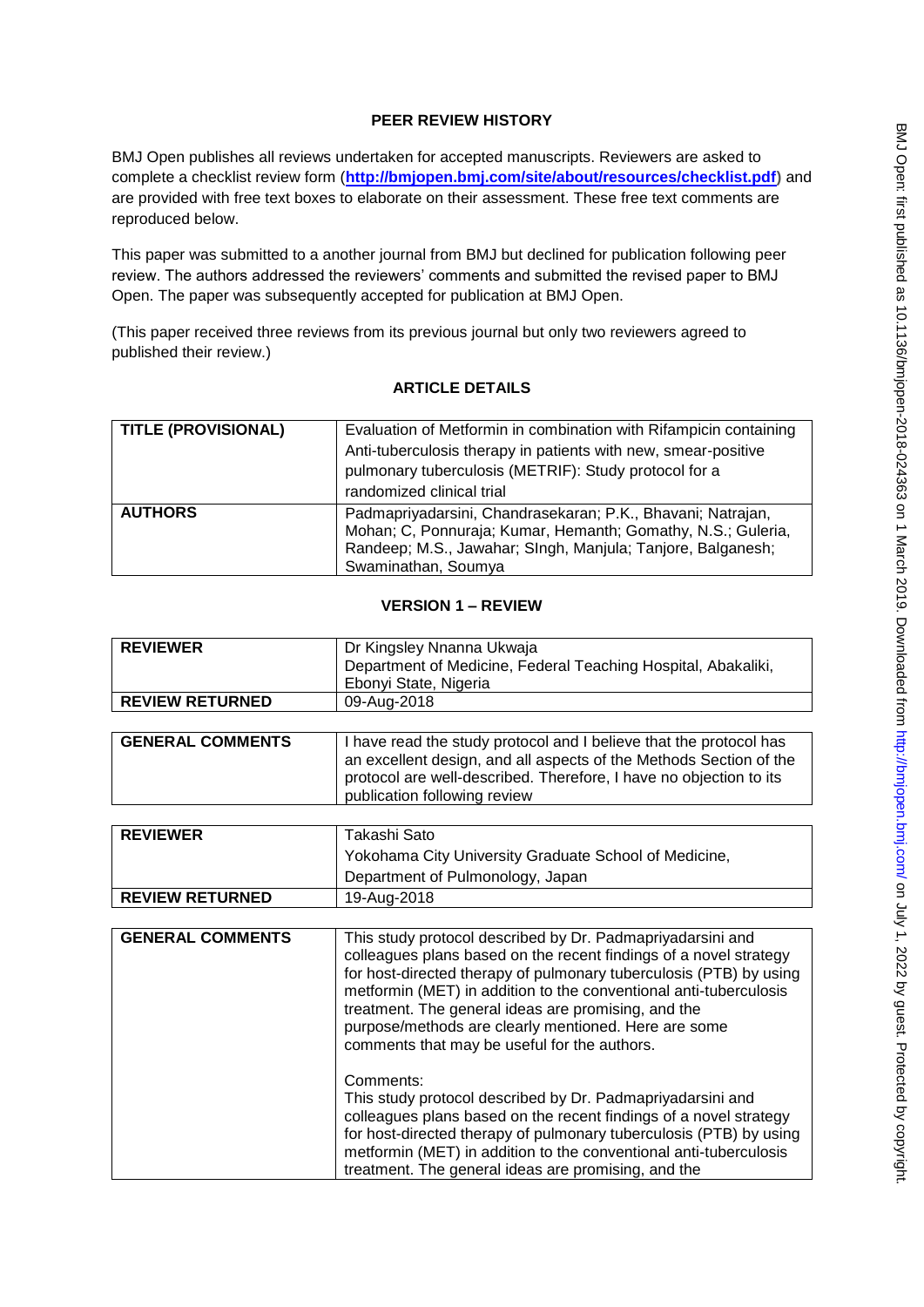## PEER REVIEW HISTORY

BMJ Open publishes all reviews undertaken for accepted manuscripts. Reviewers are asked to complete a checklist review form (**http://bmjopen.bmj.com/site/about/resources/checklist.pdf**) and are provided with free text boxes to elaborate on their assessment. These free text comments are reproduced below.

This paper was submitted to a another journal from BMJ but declined for publication following peer review. The authors addressed the reviewers' comments and submitted the revised paper to BMJ Open. The paper was subsequently accepted for publication at BMJ Open.

(This paper received three reviews from its previous journal but only two reviewers agreed to published their review.)

## ARTICLE DETAILS

| | |
|---|---|
| **TITLE (PROVISIONAL)** | Evaluation of Metformin in combination with Rifampicin containing Anti-tuberculosis therapy in patients with new, smear-positive pulmonary tuberculosis (METRIF): Study protocol for a randomized clinical trial |
| **AUTHORS** | Padmapriyadarsini, Chandrasekaran; P.K., Bhavani; Natrajan, Mohan; C, Ponnuraja; Kumar, Hemanth; Gomathy, N.S.; Guleria, Randeep; M.S., Jawahar; SIngh, Manjula; Tanjore, Balganesh; Swaminathan, Soumya |

## VERSION 1 – REVIEW

| | |
|---|---|
| **REVIEWER** | Dr Kingsley Nnanna Ukwaja<br>Department of Medicine, Federal Teaching Hospital, Abakaliki, Ebonyi State, Nigeria |
| **REVIEW RETURNED** | 09-Aug-2018 |

| | |
|---|---|
| **GENERAL COMMENTS** | I have read the study protocol and I believe that the protocol has an excellent design, and all aspects of the Methods Section of the protocol are well-described. Therefore, I have no objection to its publication following review |

| | |
|---|---|
| **REVIEWER** | Takashi Sato<br>Yokohama City University Graduate School of Medicine, Department of Pulmonology, Japan |
| **REVIEW RETURNED** | 19-Aug-2018 |

| | |
|---|---|
| **GENERAL COMMENTS** | This study protocol described by Dr. Padmapriyadarsini and colleagues plans based on the recent findings of a novel strategy for host-directed therapy of pulmonary tuberculosis (PTB) by using metformin (MET) in addition to the conventional anti-tuberculosis treatment. The general ideas are promising, and the purpose/methods are clearly mentioned. Here are some comments that may be useful for the authors.<br><br>Comments:<br>This study protocol described by Dr. Padmapriyadarsini and colleagues plans based on the recent findings of a novel strategy for host-directed therapy of pulmonary tuberculosis (PTB) by using metformin (MET) in addition to the conventional anti-tuberculosis treatment. The general ideas are promising, and the |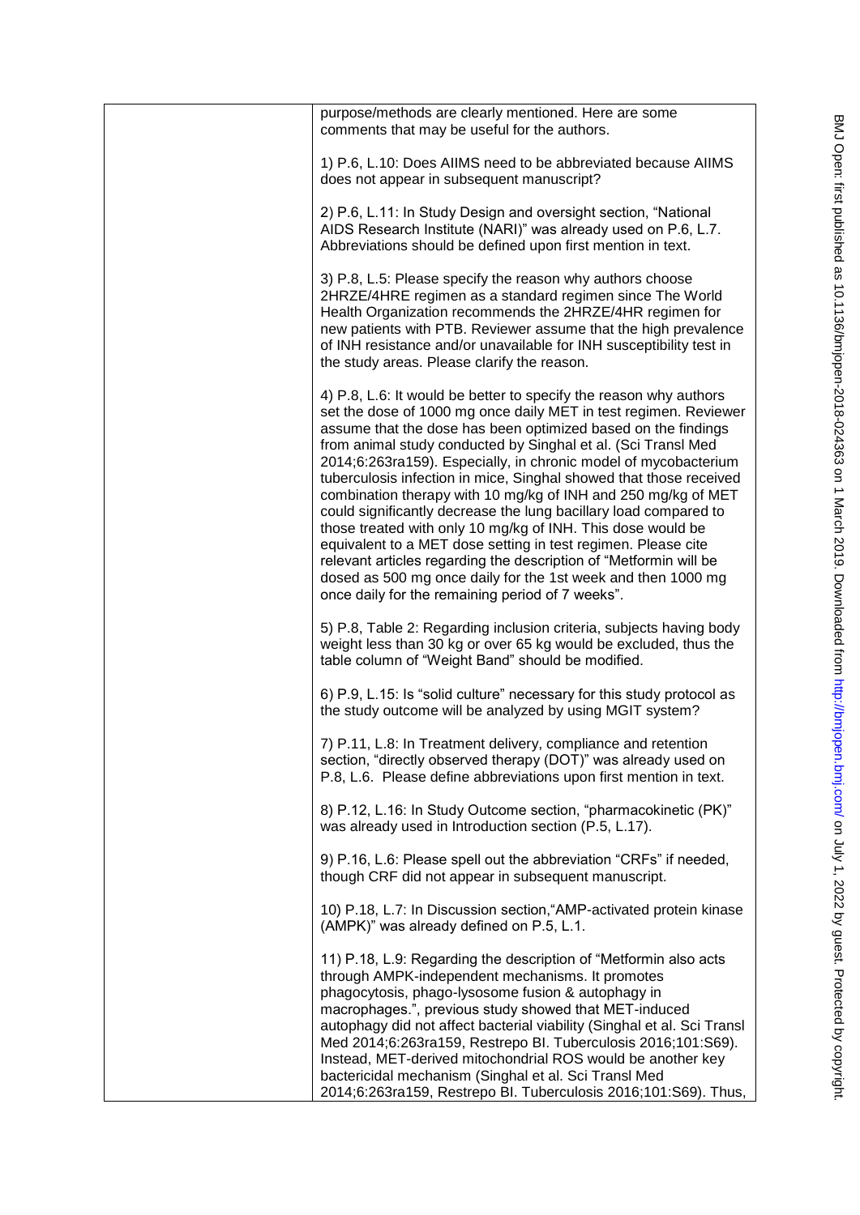purpose/methods are clearly mentioned. Here are some comments that may be useful for the authors.

1) P.6, L.10: Does AIIMS need to be abbreviated because AIIMS does not appear in subsequent manuscript?

2) P.6, L.11: In Study Design and oversight section, "National AIDS Research Institute (NARI)" was already used on P.6, L.7. Abbreviations should be defined upon first mention in text.

3) P.8, L.5: Please specify the reason why authors choose 2HRZE/4HRE regimen as a standard regimen since The World Health Organization recommends the 2HRZE/4HR regimen for new patients with PTB. Reviewer assume that the high prevalence of INH resistance and/or unavailable for INH susceptibility test in the study areas. Please clarify the reason.

4) P.8, L.6: It would be better to specify the reason why authors set the dose of 1000 mg once daily MET in test regimen. Reviewer assume that the dose has been optimized based on the findings from animal study conducted by Singhal et al. (Sci Transl Med 2014;6:263ra159). Especially, in chronic model of mycobacterium tuberculosis infection in mice, Singhal showed that those received combination therapy with 10 mg/kg of INH and 250 mg/kg of MET could significantly decrease the lung bacillary load compared to those treated with only 10 mg/kg of INH. This dose would be equivalent to a MET dose setting in test regimen. Please cite relevant articles regarding the description of "Metformin will be dosed as 500 mg once daily for the 1st week and then 1000 mg once daily for the remaining period of 7 weeks".

5) P.8, Table 2: Regarding inclusion criteria, subjects having body weight less than 30 kg or over 65 kg would be excluded, thus the table column of "Weight Band" should be modified.

6) P.9, L.15: Is "solid culture" necessary for this study protocol as the study outcome will be analyzed by using MGIT system?

7) P.11, L.8: In Treatment delivery, compliance and retention section, "directly observed therapy (DOT)" was already used on P.8, L.6. Please define abbreviations upon first mention in text.

8) P.12, L.16: In Study Outcome section, "pharmacokinetic (PK)" was already used in Introduction section (P.5, L.17).

9) P.16, L.6: Please spell out the abbreviation "CRFs" if needed, though CRF did not appear in subsequent manuscript.

10) P.18, L.7: In Discussion section,"AMP-activated protein kinase (AMPK)" was already defined on P.5, L.1.

11) P.18, L.9: Regarding the description of "Metformin also acts through AMPK-independent mechanisms. It promotes phagocytosis, phago-lysosome fusion & autophagy in macrophages.", previous study showed that MET-induced autophagy did not affect bacterial viability (Singhal et al. Sci Transl Med 2014;6:263ra159, Restrepo BI. Tuberculosis 2016;101:S69). Instead, MET-derived mitochondrial ROS would be another key bactericidal mechanism (Singhal et al. Sci Transl Med 2014;6:263ra159, Restrepo BI. Tuberculosis 2016;101:S69). Thus,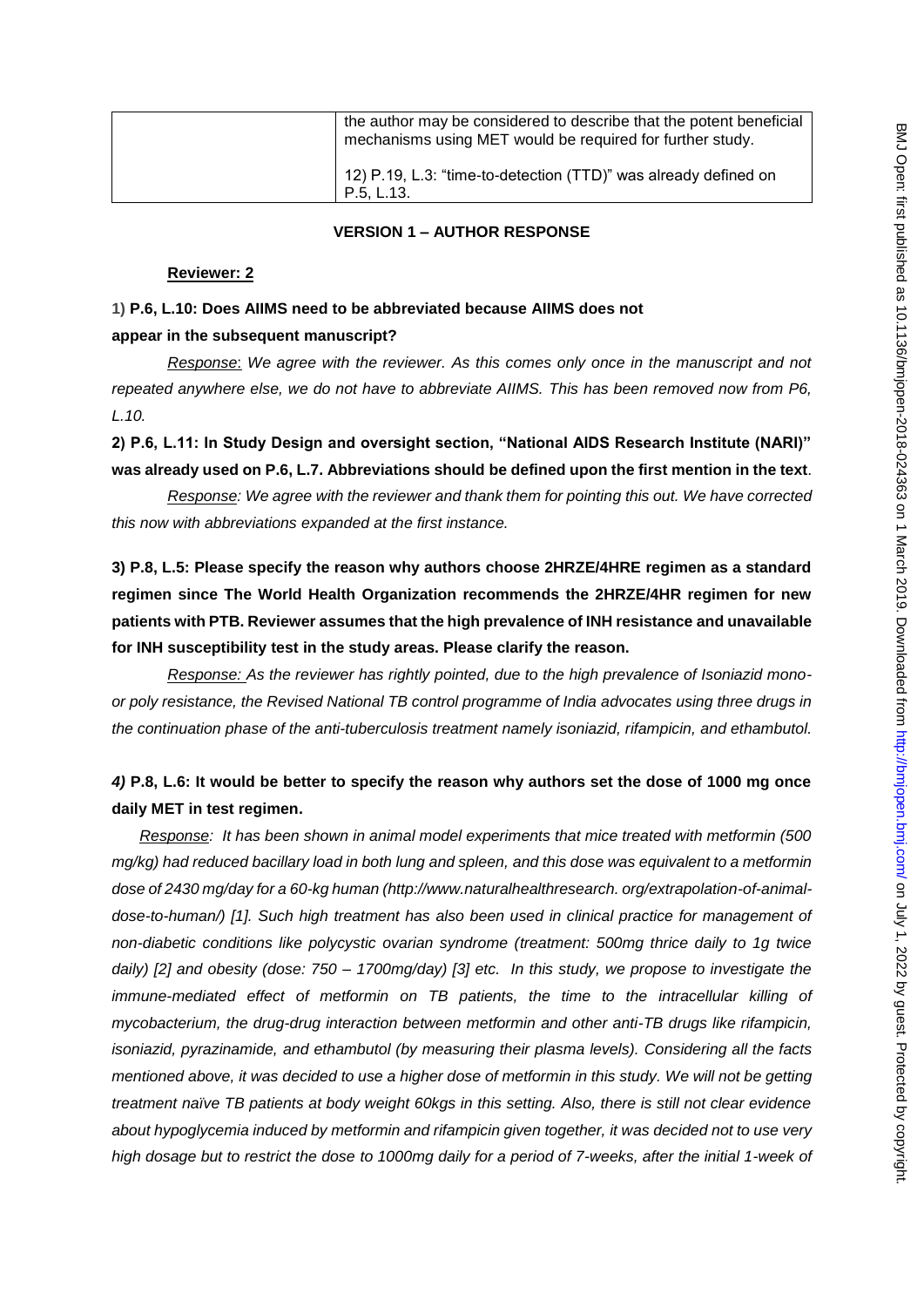| | the author may be considered to describe that the potent beneficial mechanisms using MET would be required for further study.<br><br>12) P.19, L.3: "time-to-detection (TTD)" was already defined on P.5, L.13. |
|---|---|

**VERSION 1 – AUTHOR RESPONSE**

**Reviewer: 2**

**1) P.6, L.10: Does AIIMS need to be abbreviated because AIIMS does not appear in the subsequent manuscript?**

*Response: We agree with the reviewer. As this comes only once in the manuscript and not repeated anywhere else, we do not have to abbreviate AIIMS. This has been removed now from P6, L.10.*

**2) P.6, L.11: In Study Design and oversight section, "National AIDS Research Institute (NARI)" was already used on P.6, L.7. Abbreviations should be defined upon the first mention in the text.**

*Response: We agree with the reviewer and thank them for pointing this out. We have corrected this now with abbreviations expanded at the first instance.*

**3) P.8, L.5: Please specify the reason why authors choose 2HRZE/4HRE regimen as a standard regimen since The World Health Organization recommends the 2HRZE/4HR regimen for new patients with PTB. Reviewer assumes that the high prevalence of INH resistance and unavailable for INH susceptibility test in the study areas. Please clarify the reason.**

*Response: As the reviewer has rightly pointed, due to the high prevalence of Isoniazid mono- or poly resistance, the Revised National TB control programme of India advocates using three drugs in the continuation phase of the anti-tuberculosis treatment namely isoniazid, rifampicin, and ethambutol.*

***4)* P.8, L.6: It would be better to specify the reason why authors set the dose of 1000 mg once daily MET in test regimen.**

*Response: It has been shown in animal model experiments that mice treated with metformin (500 mg/kg) had reduced bacillary load in both lung and spleen, and this dose was equivalent to a metformin dose of 2430 mg/day for a 60-kg human (http://www.naturalhealthresearch. org/extrapolation-of-animal-dose-to-human/) [1]. Such high treatment has also been used in clinical practice for management of non-diabetic conditions like polycystic ovarian syndrome (treatment: 500mg thrice daily to 1g twice daily) [2] and obesity (dose: 750 – 1700mg/day) [3] etc. In this study, we propose to investigate the immune-mediated effect of metformin on TB patients, the time to the intracellular killing of mycobacterium, the drug-drug interaction between metformin and other anti-TB drugs like rifampicin, isoniazid, pyrazinamide, and ethambutol (by measuring their plasma levels). Considering all the facts mentioned above, it was decided to use a higher dose of metformin in this study. We will not be getting treatment naïve TB patients at body weight 60kgs in this setting. Also, there is still not clear evidence about hypoglycemia induced by metformin and rifampicin given together, it was decided not to use very high dosage but to restrict the dose to 1000mg daily for a period of 7-weeks, after the initial 1-week of*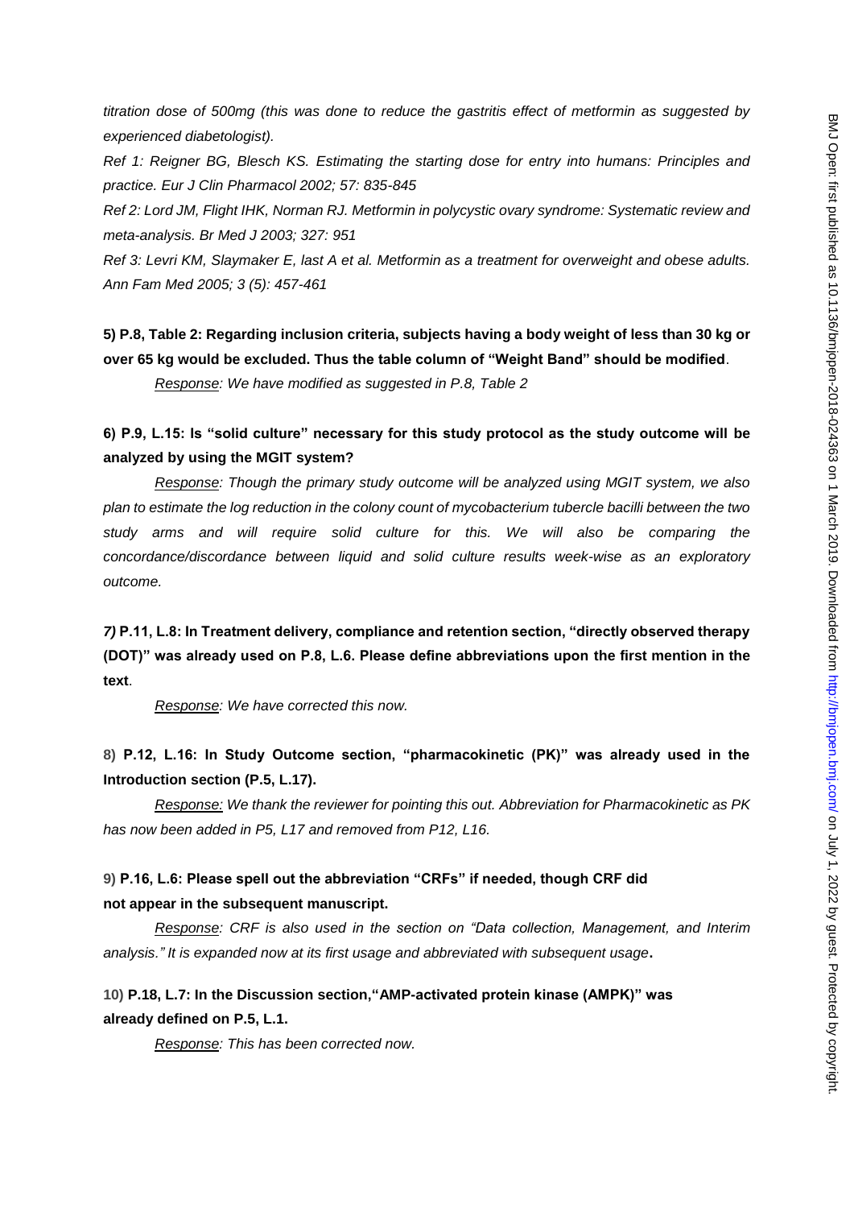*titration dose of 500mg (this was done to reduce the gastritis effect of metformin as suggested by experienced diabetologist).*

*Ref 1: Reigner BG, Blesch KS. Estimating the starting dose for entry into humans: Principles and practice. Eur J Clin Pharmacol 2002; 57: 835-845*

*Ref 2: Lord JM, Flight IHK, Norman RJ. Metformin in polycystic ovary syndrome: Systematic review and meta-analysis. Br Med J 2003; 327: 951*

*Ref 3: Levri KM, Slaymaker E, last A et al. Metformin as a treatment for overweight and obese adults. Ann Fam Med 2005; 3 (5): 457-461*

**5) P.8, Table 2: Regarding inclusion criteria, subjects having a body weight of less than 30 kg or over 65 kg would be excluded. Thus the table column of "Weight Band" should be modified**.

*Response: We have modified as suggested in P.8, Table 2*

**6) P.9, L.15: Is "solid culture" necessary for this study protocol as the study outcome will be analyzed by using the MGIT system?**

*Response: Though the primary study outcome will be analyzed using MGIT system, we also plan to estimate the log reduction in the colony count of mycobacterium tubercle bacilli between the two study arms and will require solid culture for this. We will also be comparing the concordance/discordance between liquid and solid culture results week-wise as an exploratory outcome.*

***7)* P.11, L.8: In Treatment delivery, compliance and retention section, "directly observed therapy (DOT)" was already used on P.8, L.6. Please define abbreviations upon the first mention in the text**.

*Response: We have corrected this now.*

**8) P.12, L.16: In Study Outcome section, "pharmacokinetic (PK)" was already used in the Introduction section (P.5, L.17).**

*Response: We thank the reviewer for pointing this out. Abbreviation for Pharmacokinetic as PK has now been added in P5, L17 and removed from P12, L16.*

**9) P.16, L.6: Please spell out the abbreviation "CRFs" if needed, though CRF did not appear in the subsequent manuscript.**

*Response: CRF is also used in the section on "Data collection, Management, and Interim analysis." It is expanded now at its first usage and abbreviated with subsequent usage*.

**10) P.18, L.7: In the Discussion section,"AMP-activated protein kinase (AMPK)" was already defined on P.5, L.1.**

*Response: This has been corrected now.*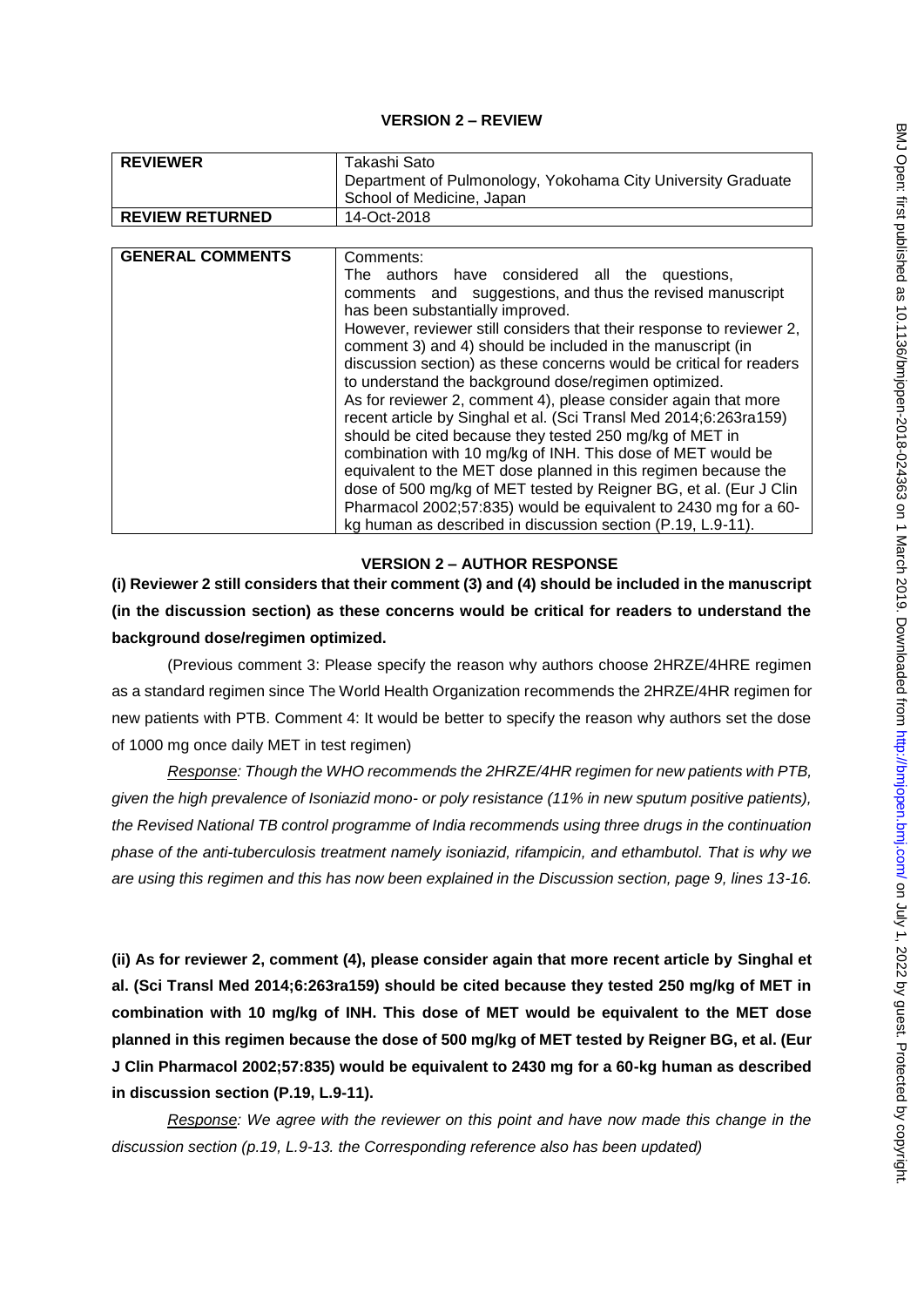## VERSION 2 – REVIEW

| REVIEWER | Takashi Sato<br>Department of Pulmonology, Yokohama City University Graduate School of Medicine, Japan |
|---|---|
| REVIEW RETURNED | 14-Oct-2018 |

| GENERAL COMMENTS | Comments:<br>The authors have considered all the questions, comments and suggestions, and thus the revised manuscript has been substantially improved.<br>However, reviewer still considers that their response to reviewer 2, comment 3) and 4) should be included in the manuscript (in discussion section) as these concerns would be critical for readers to understand the background dose/regimen optimized.<br>As for reviewer 2, comment 4), please consider again that more recent article by Singhal et al. (Sci Transl Med 2014;6:263ra159) should be cited because they tested 250 mg/kg of MET in combination with 10 mg/kg of INH. This dose of MET would be equivalent to the MET dose planned in this regimen because the dose of 500 mg/kg of MET tested by Reigner BG, et al. (Eur J Clin Pharmacol 2002;57:835) would be equivalent to 2430 mg for a 60-kg human as described in discussion section (P.19, L.9-11). |
|---|---|

## VERSION 2 – AUTHOR RESPONSE

**(i) Reviewer 2 still considers that their comment (3) and (4) should be included in the manuscript (in the discussion section) as these concerns would be critical for readers to understand the background dose/regimen optimized.**

(Previous comment 3: Please specify the reason why authors choose 2HRZE/4HRE regimen as a standard regimen since The World Health Organization recommends the 2HRZE/4HR regimen for new patients with PTB. Comment 4: It would be better to specify the reason why authors set the dose of 1000 mg once daily MET in test regimen)

*Response: Though the WHO recommends the 2HRZE/4HR regimen for new patients with PTB, given the high prevalence of Isoniazid mono- or poly resistance (11% in new sputum positive patients), the Revised National TB control programme of India recommends using three drugs in the continuation phase of the anti-tuberculosis treatment namely isoniazid, rifampicin, and ethambutol. That is why we are using this regimen and this has now been explained in the Discussion section, page 9, lines 13-16.*

**(ii) As for reviewer 2, comment (4), please consider again that more recent article by Singhal et al. (Sci Transl Med 2014;6:263ra159) should be cited because they tested 250 mg/kg of MET in combination with 10 mg/kg of INH. This dose of MET would be equivalent to the MET dose planned in this regimen because the dose of 500 mg/kg of MET tested by Reigner BG, et al. (Eur J Clin Pharmacol 2002;57:835) would be equivalent to 2430 mg for a 60-kg human as described in discussion section (P.19, L.9-11).**

*Response: We agree with the reviewer on this point and have now made this change in the discussion section (p.19, L.9-13. the Corresponding reference also has been updated)*